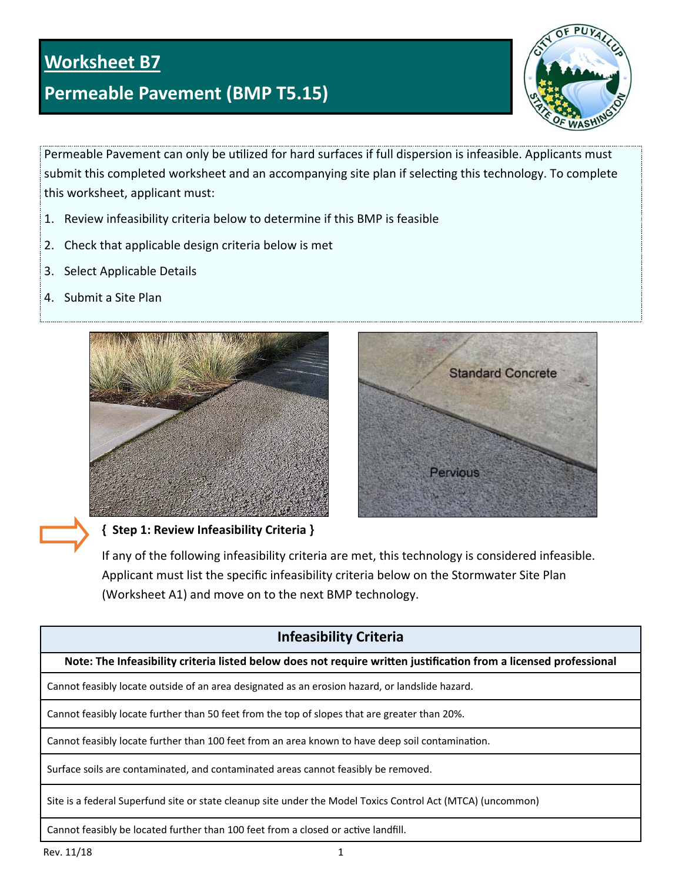# Worksheet B7

## Permeable Pavement (BMP T5.15)

Permeable Pavement can only be utilized for hard surfaces if full dispersion is infeasible. Applicants must submit this completed worksheet and an accompanying site plan if selecting this technology. To complete this worksheet, applicant must:

1. Review infeasibility criteria below to determine if this BMP is feasible
2. Check that applicable design criteria below is met
3. Select Applicable Details
4. Submit a Site Plan

**{ Step 1: Review Infeasibility Criteria }**

If any of the following infeasibility criteria are met, this technology is considered infeasible. Applicant must list the specific infeasibility criteria below on the Stormwater Site Plan (Worksheet A1) and move on to the next BMP technology.

| Infeasibility Criteria |
|---|
| **Note: The Infeasibility criteria listed below does not require written justification from a licensed professional** |
| Cannot feasibly locate outside of an area designated as an erosion hazard, or landslide hazard. |
| Cannot feasibly locate further than 50 feet from the top of slopes that are greater than 20%. |
| Cannot feasibly locate further than 100 feet from an area known to have deep soil contamination. |
| Surface soils are contaminated, and contaminated areas cannot feasibly be removed. |
| Site is a federal Superfund site or state cleanup site under the Model Toxics Control Act (MTCA) (uncommon) |
| Cannot feasibly be located further than 100 feet from a closed or active landfill. |

Rev. 11/18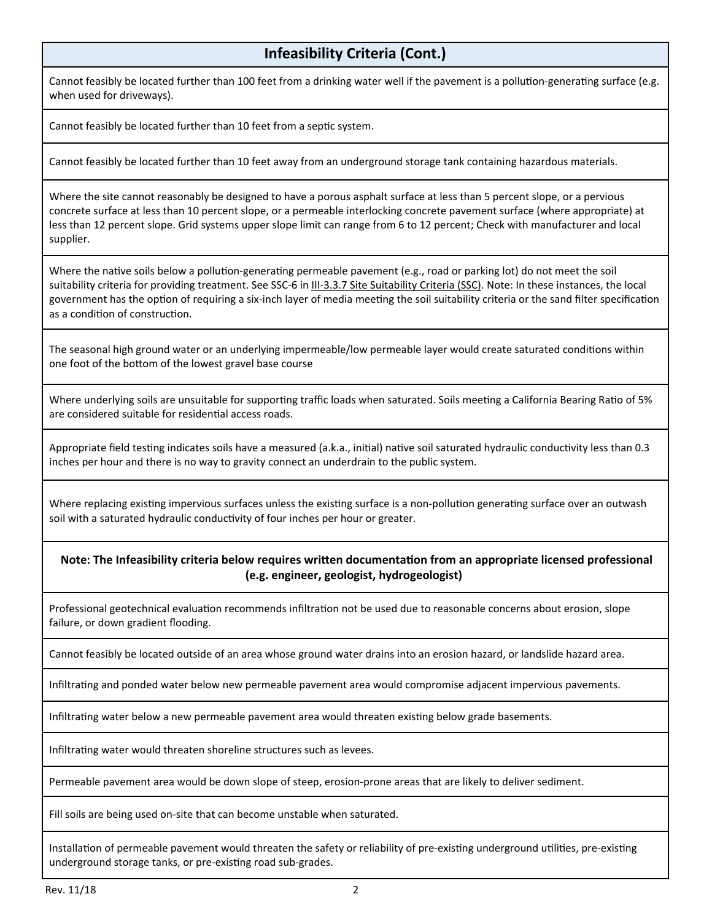## Infeasibility Criteria (Cont.)

Cannot feasibly be located further than 100 feet from a drinking water well if the pavement is a pollution-generating surface (e.g. when used for driveways).

Cannot feasibly be located further than 10 feet from a septic system.

Cannot feasibly be located further than 10 feet away from an underground storage tank containing hazardous materials.

Where the site cannot reasonably be designed to have a porous asphalt surface at less than 5 percent slope, or a pervious concrete surface at less than 10 percent slope, or a permeable interlocking concrete pavement surface (where appropriate) at less than 12 percent slope. Grid systems upper slope limit can range from 6 to 12 percent; Check with manufacturer and local supplier.

Where the native soils below a pollution-generating permeable pavement (e.g., road or parking lot) do not meet the soil suitability criteria for providing treatment. See SSC-6 in III-3.3.7 Site Suitability Criteria (SSC). Note: In these instances, the local government has the option of requiring a six-inch layer of media meeting the soil suitability criteria or the sand filter specification as a condition of construction.

The seasonal high ground water or an underlying impermeable/low permeable layer would create saturated conditions within one foot of the bottom of the lowest gravel base course

Where underlying soils are unsuitable for supporting traffic loads when saturated. Soils meeting a California Bearing Ratio of 5% are considered suitable for residential access roads.

Appropriate field testing indicates soils have a measured (a.k.a., initial) native soil saturated hydraulic conductivity less than 0.3 inches per hour and there is no way to gravity connect an underdrain to the public system.

Where replacing existing impervious surfaces unless the existing surface is a non-pollution generating surface over an outwash soil with a saturated hydraulic conductivity of four inches per hour or greater.

**Note: The Infeasibility criteria below requires written documentation from an appropriate licensed professional (e.g. engineer, geologist, hydrogeologist)**

Professional geotechnical evaluation recommends infiltration not be used due to reasonable concerns about erosion, slope failure, or down gradient flooding.

Cannot feasibly be located outside of an area whose ground water drains into an erosion hazard, or landslide hazard area.

Infiltrating and ponded water below new permeable pavement area would compromise adjacent impervious pavements.

Infiltrating water below a new permeable pavement area would threaten existing below grade basements.

Infiltrating water would threaten shoreline structures such as levees.

Permeable pavement area would be down slope of steep, erosion-prone areas that are likely to deliver sediment.

Fill soils are being used on-site that can become unstable when saturated.

Installation of permeable pavement would threaten the safety or reliability of pre-existing underground utilities, pre-existing underground storage tanks, or pre-existing road sub-grades.

Rev. 11/18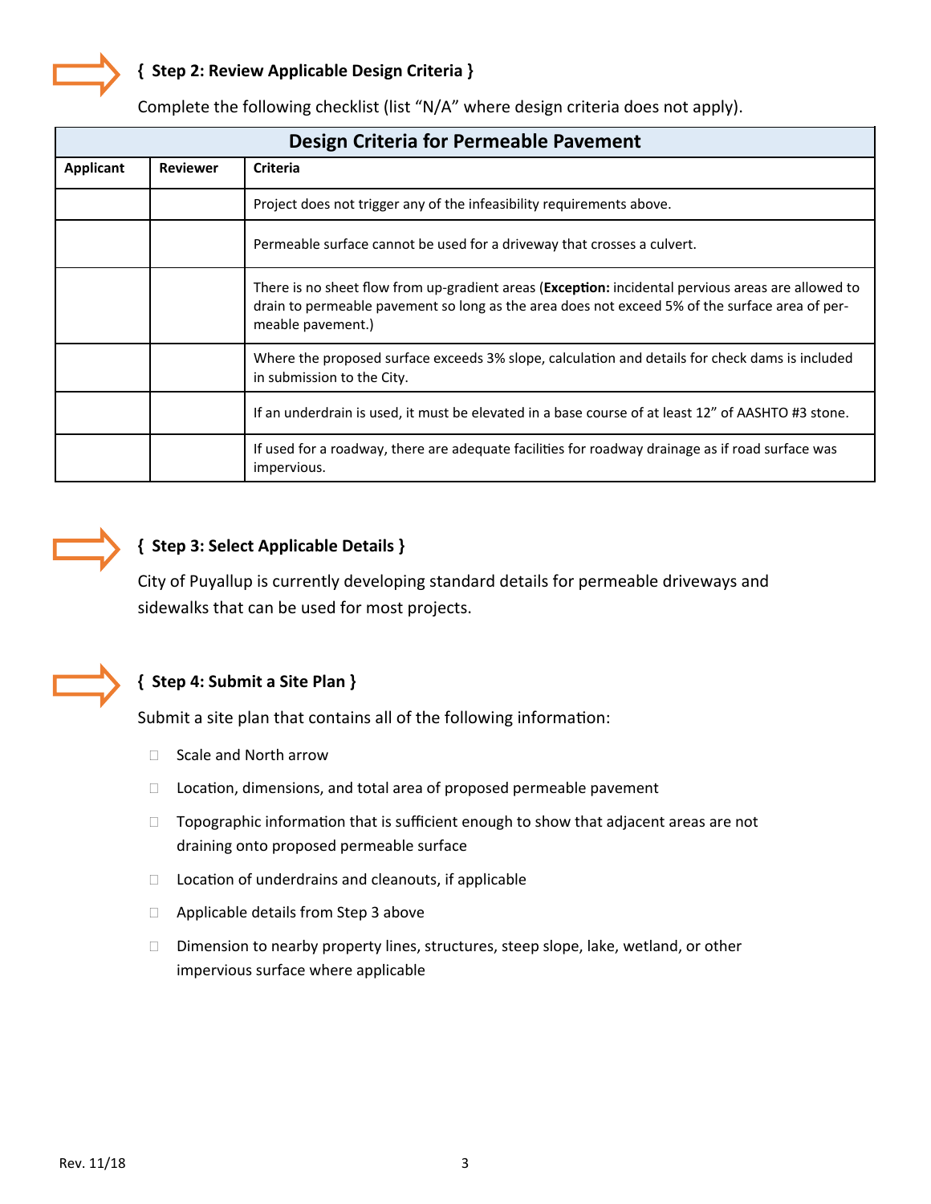## { Step 2: Review Applicable Design Criteria }

Complete the following checklist (list "N/A" where design criteria does not apply).

| Design Criteria for Permeable Pavement | | |
|---|---|---|
| **Applicant** | **Reviewer** | **Criteria** |
| | | Project does not trigger any of the infeasibility requirements above. |
| | | Permeable surface cannot be used for a driveway that crosses a culvert. |
| | | There is no sheet flow from up-gradient areas (**Exception:** incidental pervious areas are allowed to drain to permeable pavement so long as the area does not exceed 5% of the surface area of permeable pavement.) |
| | | Where the proposed surface exceeds 3% slope, calculation and details for check dams is included in submission to the City. |
| | | If an underdrain is used, it must be elevated in a base course of at least 12" of AASHTO #3 stone. |
| | | If used for a roadway, there are adequate facilities for roadway drainage as if road surface was impervious. |

## { Step 3: Select Applicable Details }

City of Puyallup is currently developing standard details for permeable driveways and sidewalks that can be used for most projects.

## { Step 4: Submit a Site Plan }

Submit a site plan that contains all of the following information:

- ☐ Scale and North arrow
- ☐ Location, dimensions, and total area of proposed permeable pavement
- ☐ Topographic information that is sufficient enough to show that adjacent areas are not draining onto proposed permeable surface
- ☐ Location of underdrains and cleanouts, if applicable
- ☐ Applicable details from Step 3 above
- ☐ Dimension to nearby property lines, structures, steep slope, lake, wetland, or other impervious surface where applicable

Rev. 11/18